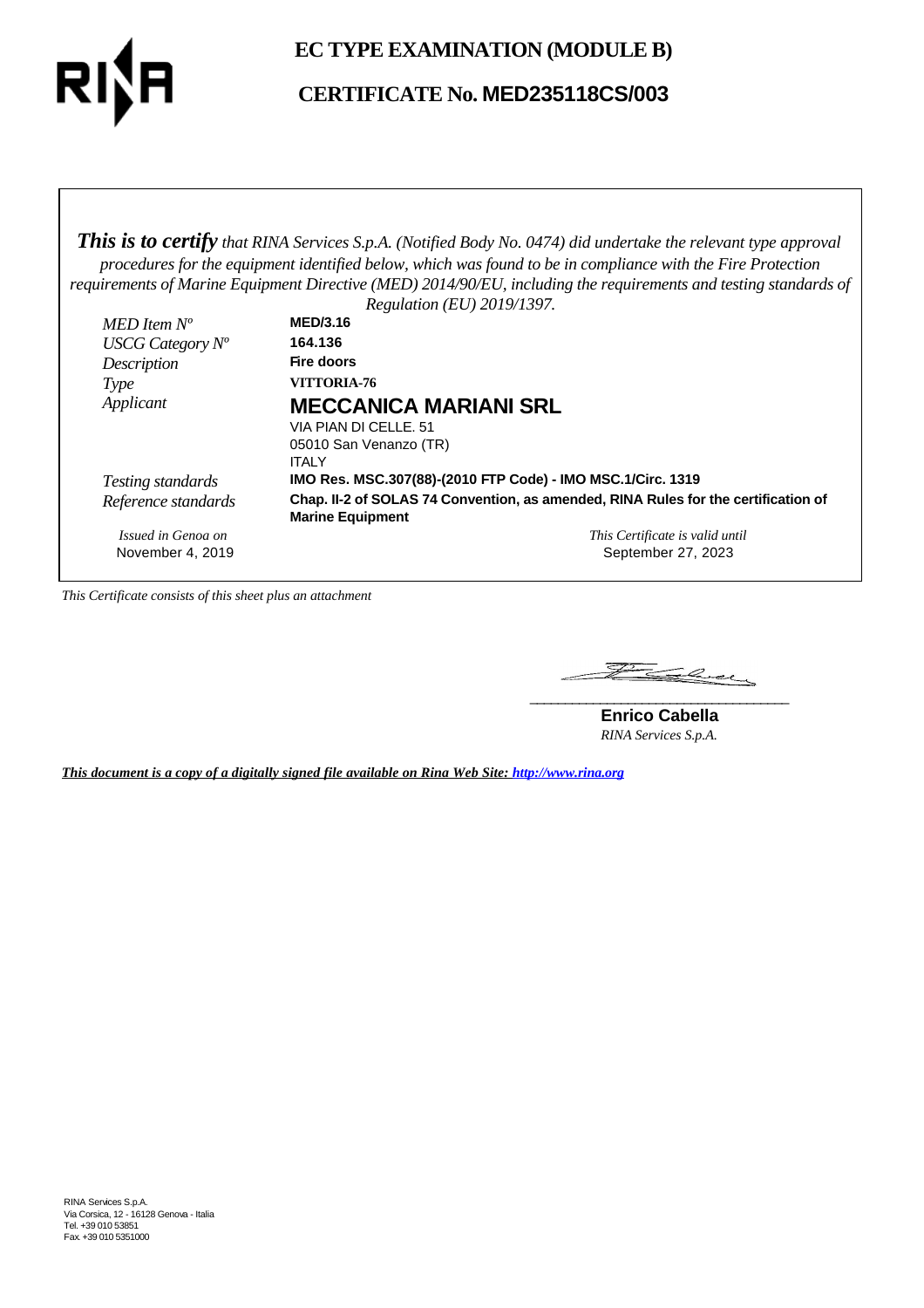# EC TYPE EXAMINATION (MODULE B)

## CERTIFICATE No. MED235118CS/003

***This is to certify*** *that RINA Services S.p.A. (Notified Body No. 0474) did undertake the relevant type approval procedures for the equipment identified below, which was found to be in compliance with the Fire Protection requirements of Marine Equipment Directive (MED) 2014/90/EU, including the requirements and testing standards of Regulation (EU) 2019/1397.*

| | |
|---|---|
| *MED Item N°* | **MED/3.16** |
| *USCG Category N°* | **164.136** |
| *Description* | **Fire doors** |
| *Type* | **VITTORIA-76** |
| *Applicant* | **MECCANICA MARIANI SRL**<br>VIA PIAN DI CELLE. 51<br>05010 San Venanzo (TR)<br>ITALY |
| *Testing standards* | **IMO Res. MSC.307(88)-(2010 FTP Code) - IMO MSC.1/Circ. 1319** |
| *Reference standards* | **Chap. II-2 of SOLAS 74 Convention, as amended, RINA Rules for the certification of Marine Equipment** |

*Issued in Genoa on*
November 4, 2019

*This Certificate is valid until*
September 27, 2023

*This Certificate consists of this sheet plus an attachment*

**Enrico Cabella**
*RINA Services S.p.A.*

***This document is a copy of a digitally signed file available on Rina Web Site: http://www.rina.org***

RINA Services S.p.A.
Via Corsica, 12 - 16128 Genova - Italia
Tel. +39 010 53851
Fax +39 010 5351000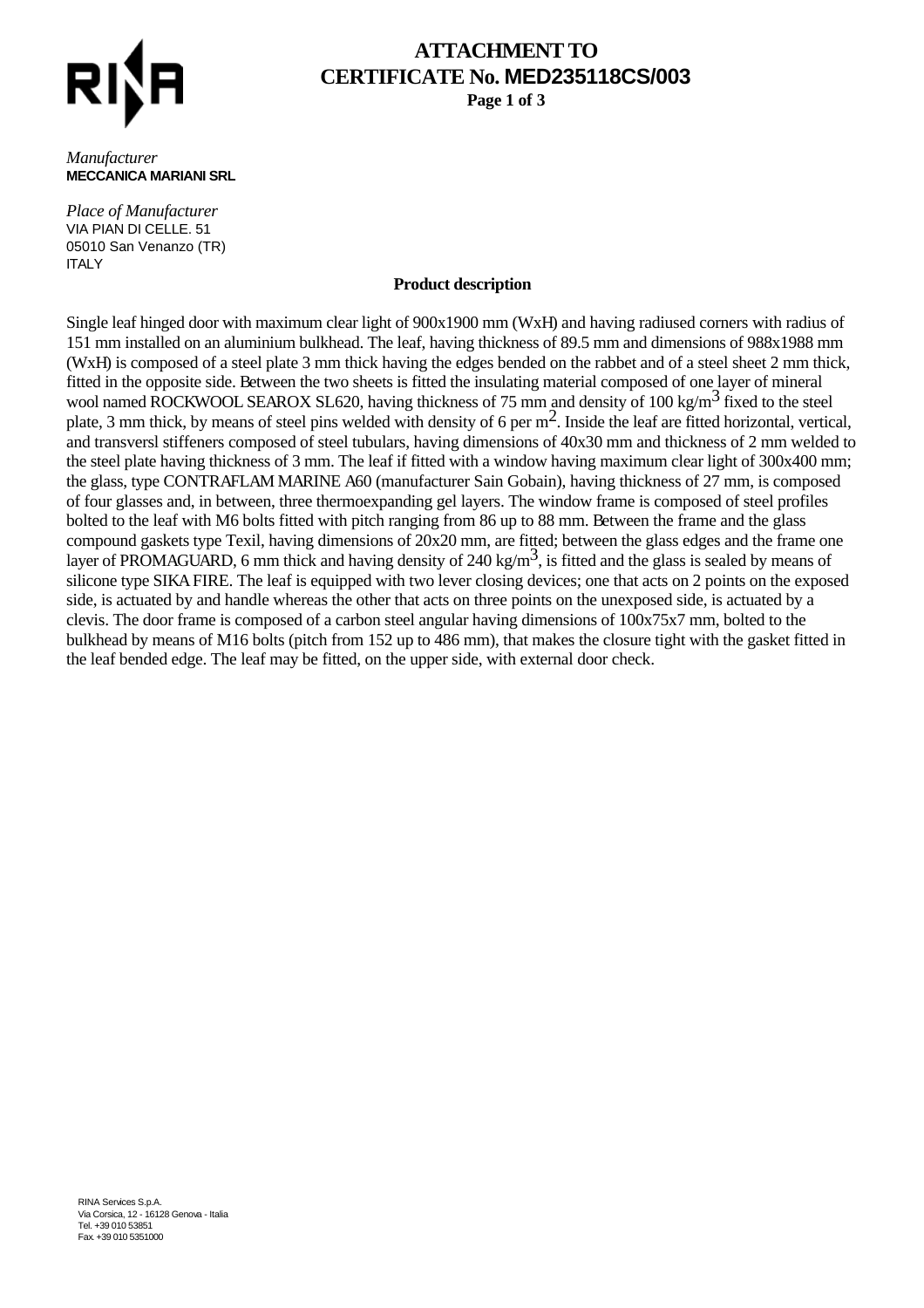# ATTACHMENT TO CERTIFICATE No. MED235118CS/003

*Manufacturer*
**MECCANICA MARIANI SRL**

*Place of Manufacturer*
VIA PIAN DI CELLE. 51
05010 San Venanzo (TR)
ITALY

**Product description**

Single leaf hinged door with maximum clear light of 900x1900 mm (WxH) and having radiused corners with radius of 151 mm installed on an aluminium bulkhead. The leaf, having thickness of 89.5 mm and dimensions of 988x1988 mm (WxH) is composed of a steel plate 3 mm thick having the edges bended on the rabbet and of a steel sheet 2 mm thick, fitted in the opposite side. Between the two sheets is fitted the insulating material composed of one layer of mineral wool named ROCKWOOL SEAROX SL620, having thickness of 75 mm and density of 100 kg/$m^3$ fixed to the steel plate, 3 mm thick, by means of steel pins welded with density of 6 per $m^2$. Inside the leaf are fitted horizontal, vertical, and transversl stiffeners composed of steel tubulars, having dimensions of 40x30 mm and thickness of 2 mm welded to the steel plate having thickness of 3 mm. The leaf if fitted with a window having maximum clear light of 300x400 mm; the glass, type CONTRAFLAM MARINE A60 (manufacturer Sain Gobain), having thickness of 27 mm, is composed of four glasses and, in between, three thermoexpanding gel layers. The window frame is composed of steel profiles bolted to the leaf with M6 bolts fitted with pitch ranging from 86 up to 88 mm. Between the frame and the glass compound gaskets type Texil, having dimensions of 20x20 mm, are fitted; between the glass edges and the frame one layer of PROMAGUARD, 6 mm thick and having density of 240 kg/$m^3$, is fitted and the glass is sealed by means of silicone type SIKA FIRE. The leaf is equipped with two lever closing devices; one that acts on 2 points on the exposed side, is actuated by and handle whereas the other that acts on three points on the unexposed side, is actuated by a clevis. The door frame is composed of a carbon steel angular having dimensions of 100x75x7 mm, bolted to the bulkhead by means of M16 bolts (pitch from 152 up to 486 mm), that makes the closure tight with the gasket fitted in the leaf bended edge. The leaf may be fitted, on the upper side, with external door check.

RINA Services S.p.A.
Via Corsica, 12 - 16128 Genova - Italia
Tel. +39 010 53851
Fax +39 010 5351000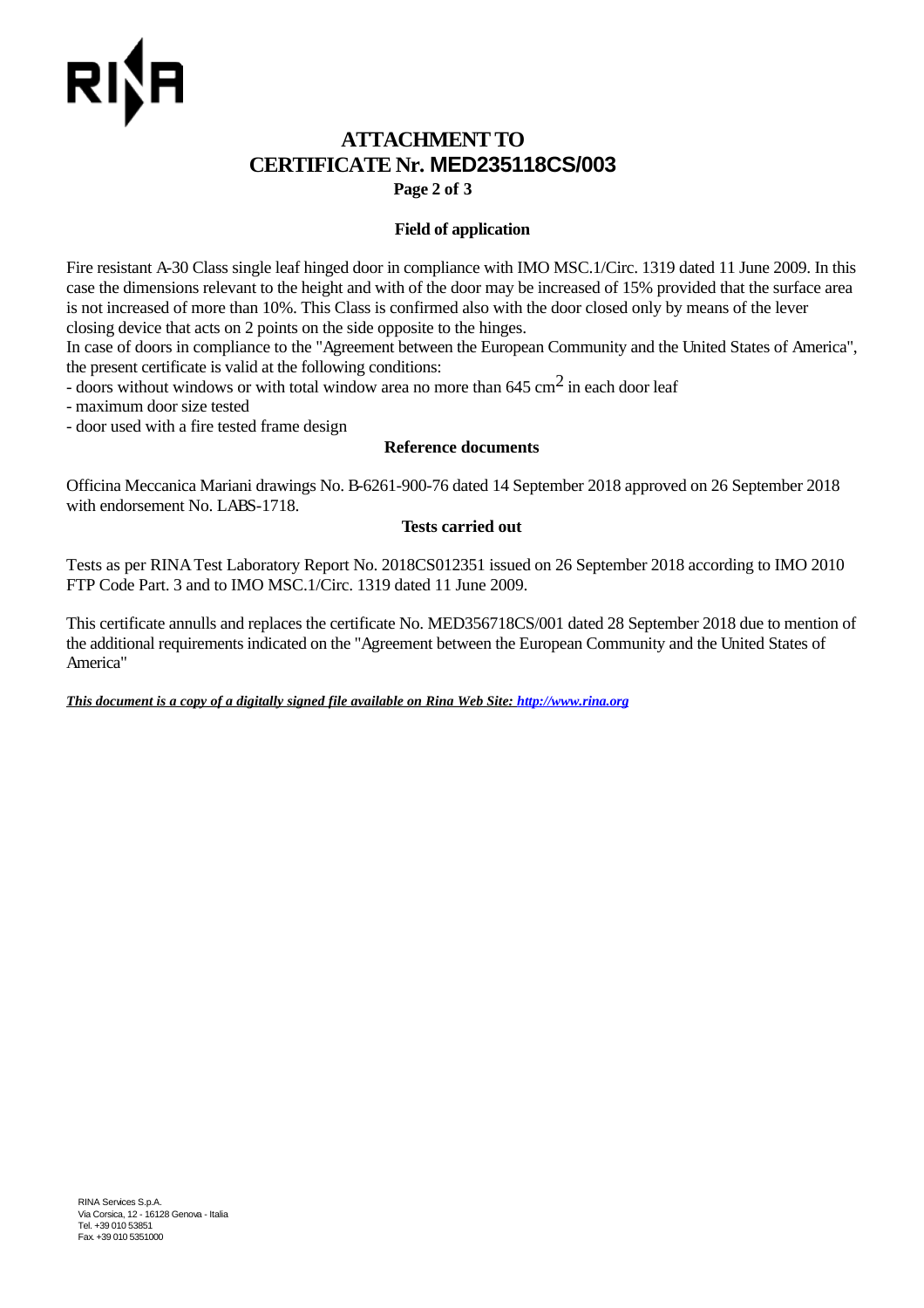# ATTACHMENT TO CERTIFICATE Nr. MED235118CS/003

### Field of application

Fire resistant A-30 Class single leaf hinged door in compliance with IMO MSC.1/Circ. 1319 dated 11 June 2009. In this case the dimensions relevant to the height and with of the door may be increased of 15% provided that the surface area is not increased of more than 10%. This Class is confirmed also with the door closed only by means of the lever closing device that acts on 2 points on the side opposite to the hinges.

In case of doors in compliance to the "Agreement between the European Community and the United States of America", the present certificate is valid at the following conditions:

- doors without windows or with total window area no more than 645 $cm^2$ in each door leaf
- maximum door size tested
- door used with a fire tested frame design

### Reference documents

Officina Meccanica Mariani drawings No. B-6261-900-76 dated 14 September 2018 approved on 26 September 2018 with endorsement No. LABS-1718.

### Tests carried out

Tests as per RINA Test Laboratory Report No. 2018CS012351 issued on 26 September 2018 according to IMO 2010 FTP Code Part. 3 and to IMO MSC.1/Circ. 1319 dated 11 June 2009.

This certificate annulls and replaces the certificate No. MED356718CS/001 dated 28 September 2018 due to mention of the additional requirements indicated on the "Agreement between the European Community and the United States of America"

***This document is a copy of a digitally signed file available on Rina Web Site: http://www.rina.org***

RINA Services S.p.A.
Via Corsica, 12 - 16128 Genova - Italia
Tel. +39 010 53851
Fax +39 010 5351000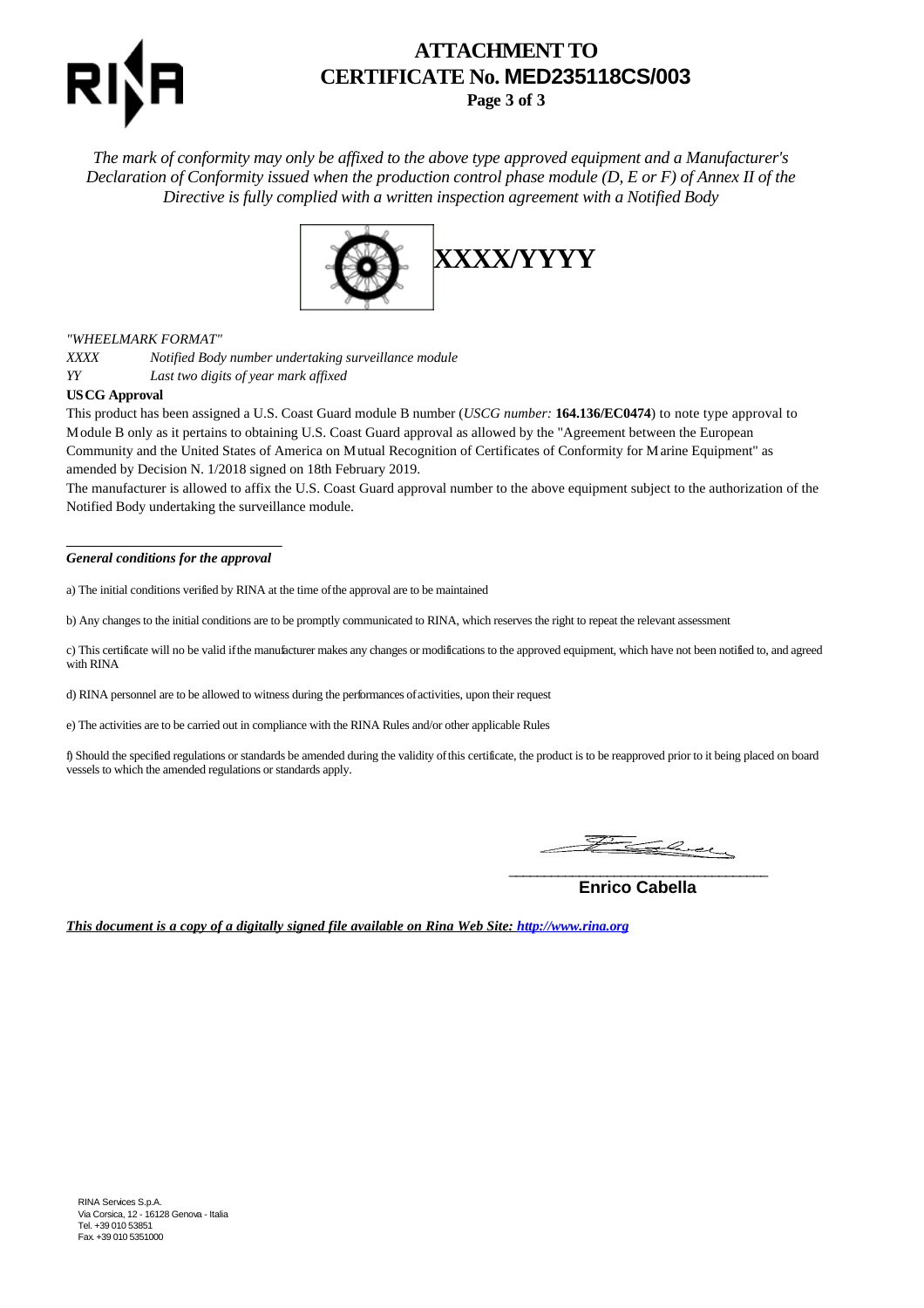# ATTACHMENT TO CERTIFICATE No. MED235118CS/003

*The mark of conformity may only be affixed to the above type approved equipment and a Manufacturer's Declaration of Conformity issued when the production control phase module (D, E or F) of Annex II of the Directive is fully complied with a written inspection agreement with a Notified Body*

**XXXX/YYYY**

*"WHEELMARK FORMAT"*

*XXXX* *Notified Body number undertaking surveillance module*

*YY* *Last two digits of year mark affixed*

**USCG Approval**

This product has been assigned a U.S. Coast Guard module B number (*USCG number:* **164.136/EC0474**) to note type approval to Module B only as it pertains to obtaining U.S. Coast Guard approval as allowed by the "Agreement between the European Community and the United States of America on Mutual Recognition of Certificates of Conformity for Marine Equipment" as amended by Decision N. 1/2018 signed on 18th February 2019.

The manufacturer is allowed to affix the U.S. Coast Guard approval number to the above equipment subject to the authorization of the Notified Body undertaking the surveillance module.

***General conditions for the approval***

a) The initial conditions verified by RINA at the time of the approval are to be maintained

b) Any changes to the initial conditions are to be promptly communicated to RINA, which reserves the right to repeat the relevant assessment

c) This certificate will no be valid if the manufacturer makes any changes or modifications to the approved equipment, which have not been notified to, and agreed with RINA

d) RINA personnel are to be allowed to witness during the performances of activities, upon their request

e) The activities are to be carried out in compliance with the RINA Rules and/or other applicable Rules

f) Should the specified regulations or standards be amended during the validity of this certificate, the product is to be reapproved prior to it being placed on board vessels to which the amended regulations or standards apply.

**Enrico Cabella**

***This document is a copy of a digitally signed file available on Rina Web Site: http://www.rina.org***

RINA Services S.p.A.
Via Corsica, 12 - 16128 Genova - Italia
Tel. +39 010 53851
Fax +39 010 5351000